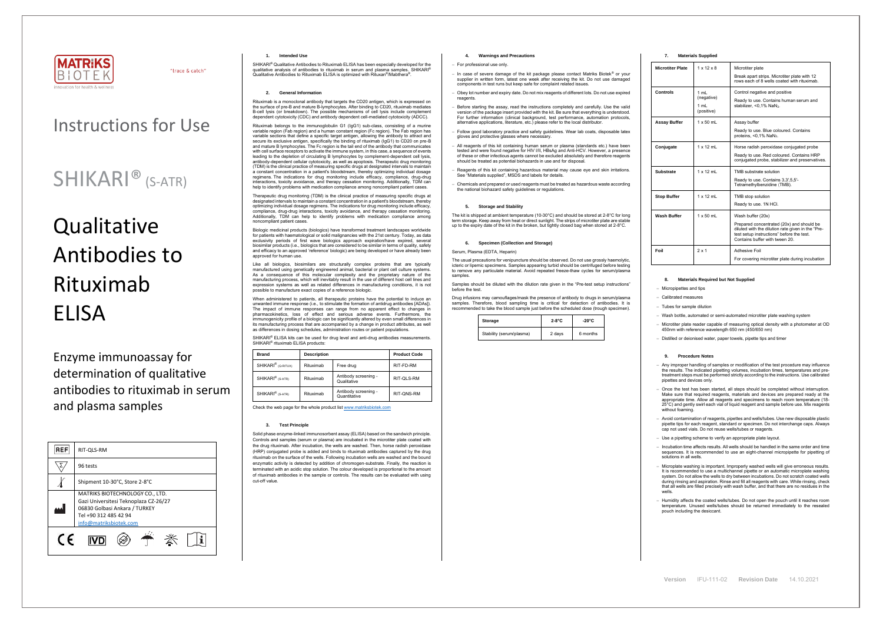MATRIKS BIOTEK
Innovation for health & wellness

"trace & catch"

# Instructions for Use

# SHIKARI® (S-ATR)

# Qualitative Antibodies to Rituximab ELISA

## Enzyme immunoassay for determination of qualitative antibodies to rituximab in serum and plasma samples

| REF | RIT-QLS-RM |
|---|---|
| Σ | 96 tests |
| Temperature | Shipment 10-30°C, Store 2-8°C |
| Manufacturer | MATRIKS BIOTECHNOLOGY CO., LTD.<br>Gazi Universitesi Teknoplaza CZ-26/27<br>06830 Golbasi Ankara / TURKEY<br>Tel +90 312 485 42 94<br>info@matriksbiotek.com |

CE IVD

### 1. Intended Use

SHIKARI® Qualitative Antibodies to Rituximab ELISA has been especially developed for the qualitative analysis of antibodies to rituximab in serum and plasma samples. SHIKARI® Qualitative Antibodies to Rituximab ELISA is optimized with Rituxan®/Mabthera®.

### 2. General Information

Rituximab is a monoclonal antibody that targets the CD20 antigen, which is expressed on the surface of pre-B and mature B-lymphocytes. After binding to CD20, rituximab mediates B-cell lysis (or breakdown). The possible mechanisms of cell lysis include complement dependent cytotoxicity (CDC) and antibody dependent cell-mediated cytotoxicity (ADCC).

Rituximab belongs to the immunoglobulin G1 (IgG1) sub-class, consisting of a murine variable region (Fab region) and a human constant region (Fc region). The Fab region has variable sections that define a specific target antigen, allowing the antibody to attract and secure its exclusive antigen, specifically the binding of rituximab (IgG1) to CD20 on pre-B and mature B lymphocytes. The Fc region is the tail end of the antibody that communicates with cell surface receptors to activate the immune system, in this case, a sequence of events leading to the depletion of circulating B lymphocytes by complement-dependent cell lysis, antibody-dependent cellular cytotoxicity, as well as apoptosis. Therapeutic drug monitoring (TDM) is the clinical practice of measuring specific drugs at designated intervals to maintain a constant concentration in a patient's bloodstream, thereby optimizing individual dosage regimens. The indications for drug monitoring include efficacy, compliance, drug-drug interactions, toxicity avoidance, and therapy cessation monitoring. Additionally, TDM can help to identify problems with medication compliance among noncompliant patient cases.

Therapeutic drug monitoring (TDM) is the clinical practice of measuring specific drugs at designated intervals to maintain a constant concentration in a patient's bloodstream, thereby optimizing individual dosage regimens. The indications for drug monitoring include efficacy, compliance, drug-drug interactions, toxicity avoidance, and therapy cessation monitoring. Additionally, TDM can help to identify problems with medication compliance among noncompliant patient cases.

Biologic medicinal products (biologics) have transformed treatment landscapes worldwide for patients with haematological or solid malignancies with the 21st century. Today, as data exclusivity periods of first wave biologics approach expiration/have expired, several biosimilar products (i.e., biologics that are considered to be similar in terms of quality, safety and efficacy to an approved 'reference' biologic) are being developed or have already been approved for human use.

Like all biologics, biosimilars are structurally complex proteins that are typically manufactured using genetically engineered animal, bacterial or plant cell culture systems. As a consequence of this molecular complexity and the proprietary nature of the manufacturing process, which will inevitably result in the use of different host cell lines and expression systems as well as related differences in manufacturing conditions, it is not possible to manufacture exact copies of a reference biologic.

When administered to patients, all therapeutic proteins have the potential to induce an unwanted immune response (i.e., to stimulate the formation of antidrug antibodies [ADAs]). The impact of immune responses can range from no apparent effect to changes in pharmacokinetics, loss of effect and serious adverse events. Furthermore, the immunogenicity profile of a biologic can be significantly altered by even small differences in its manufacturing process that are accompanied by a change in product attributes, as well as differences in dosing schedules, administration routes or patient populations.

SHIKARI® ELISA kits can be used for drug level and anti-drug antibodies measurements. SHIKARI® rituximab ELISA products:

| Brand | Description | | Product Code |
|---|---|---|---|
| SHIKARI® (Q-RITUX) | Rituximab | Free drug | RIT-FD-RM |
| SHIKARI® (S-ATR) | Rituximab | Antibody screening - Qualitative | RIT-QLS-RM |
| SHIKARI® (S-ATR) | Rituximab | Antibody screening - Quantitative | RIT-QNS-RM |

Check the web page for the whole product list www.matriksbiotek.com

### 3. Test Principle

Solid phase enzyme-linked immunosorbent assay (ELISA) based on the sandwich principle. Controls and samples (serum or plasma) are incubated in the microtiter plate coated with the drug rituximab. After incubation, the wells are washed. Then, horse radish peroxidase (HRP) conjugated probe is added and binds to rituximab antibodies captured by the drug rituximab on the surface of the wells. Following incubation wells are washed and the bound enzymatic activity is detected by addition of chromogen-substrate. Finally, the reaction is terminated with an acidic stop solution. The colour developed is proportional to the amount of rituximab antibodies in the sample or controls. The results can be evaluated with using cut-off value.

### 4. Warnings and Precautions

- For professional use only.
- In case of severe damage of the kit package please contact Matriks Biotek® or your supplier in written form, latest one week after receiving the kit. Do not use damaged components in test runs but keep safe for complaint related issues.
- Obey lot number and expiry date. Do not mix reagents of different lots. Do not use expired reagents.
- Before starting the assay, read the instructions completely and carefully. Use the valid version of the package insert provided with the kit. Be sure that everything is understood. For further information (clinical background, test performance, automation protocols, alternative applications, literature, etc.) please refer to the local distributor.
- Follow good laboratory practice and safety guidelines. Wear lab coats, disposable latex gloves and protective glasses where necessary.
- All reagents of this kit containing human serum or plasma (standards etc.) have been tested and were found negative for HIV I/II, HBsAg and Anti-HCV. However, a presence of these or other infectious agents cannot be excluded absolutely and therefore reagents should be treated as potential biohazards in use and for disposal.
- Reagents of this kit containing hazardous material may cause eye and skin irritations. See "Materials supplied", MSDS and labels for details.
- Chemicals and prepared or used reagents must be treated as hazardous waste according the national biohazard safety guidelines or regulations.

### 5. Storage and Stability

The kit is shipped at ambient temperature (10-30°C) and should be stored at 2-8°C for long term storage. Keep away from heat or direct sunlight. The strips of microtiter plate are stable up to the expiry date of the kit in the broken, but tightly closed bag when stored at 2-8°C.

### 6. Specimen (Collection and Storage)

Serum, Plasma (EDTA, Heparin)

The usual precautions for venipuncture should be observed. Do not use grossly haemolytic, icteric or lipemic specimens. Samples appearing turbid should be centrifuged before testing to remove any particulate material. Avoid repeated freeze-thaw cycles for serum/plasma samples.

Samples should be diluted with the dilution rate given in the "Pre-test setup instructions" before the test.

Drug infusions may camouflages/mask the presence of antibody to drugs in serum/plasma samples. Therefore, blood sampling time is critical for detection of antibodies. It is recommended to take the blood sample just before the scheduled dose (trough specimen).

| Storage | 2-8°C | -20°C |
|---|---|---|
| Stability (serum/plasma) | 2 days | 6 months |

### 7. Materials Supplied

| | | |
|---|---|---|
| **Microtiter Plate** | 1 x 12 x 8 | Microtiter plate<br>Break apart strips. Microtiter plate with 12 rows each of 8 wells coated with rituximab. |
| **Controls** | 1 mL (negative)<br>1 mL (positive) | Control negative and positive<br>Ready to use. Contains human serum and stabilizer, <0,1% $NaN_3$. |
| **Assay Buffer** | 1 x 50 mL | Assay buffer<br>Ready to use. Blue coloured. Contains proteins, <0,1% $NaN_3$. |
| **Conjugate** | 1 x 12 mL | Horse radish peroxidase conjugated probe<br>Ready to use. Red coloured. Contains HRP conjugated probe, stabilizer and preservatives. |
| **Substrate** | 1 x 12 mL | TMB substrate solution<br>Ready to use. Contains 3,3',5,5'-Tetramethylbenzidine (TMB). |
| **Stop Buffer** | 1 x 12 mL | TMB stop solution<br>Ready to use. 1N HCl. |
| **Wash Buffer** | 1 x 50 mL | Wash buffer (20x)<br>Prepared concentrated (20x) and should be diluted with the dilution rate given in the "Pre-test setup instructions" before the test. Contains buffer with tween 20. |
| **Foil** | 2 x 1 | Adhesive Foil<br>For covering microtiter plate during incubation |

### 8. Materials Required but Not Supplied

- Micropipettes and tips
- Calibrated measures
- Tubes for sample dilution
- Wash bottle, automated or semi-automated microtiter plate washing system
- Microtiter plate reader capable of measuring optical density with a photometer at OD 450nm with reference wavelength 650 nm (450/650 nm)
- Distilled or deionised water, paper towels, pipette tips and timer

### 9. Procedure Notes

- Any improper handling of samples or modification of the test procedure may influence the results. The indicated pipetting volumes, incubation times, temperatures and pre-treatment steps must be performed strictly according to the instructions. Use calibrated pipettes and devices only.
- Once the test has been started, all steps should be completed without interruption. Make sure that required reagents, materials and devices are prepared ready at the appropriate time. Allow all reagents and specimens to reach room temperature (18-25°C) and gently swirl each vial of liquid reagent and sample before use. Mix reagents without foaming.
- Avoid contamination of reagents, pipettes and wells/tubes. Use new disposable plastic pipette tips for each reagent, standard or specimen. Do not interchange caps. Always cap not used vials. Do not reuse wells/tubes or reagents.
- Use a pipetting scheme to verify an appropriate plate layout.
- Incubation time affects results. All wells should be handled in the same order and time sequences. It is recommended to use an eight-channel micropipette for pipetting of solutions in all wells.
- Microplate washing is important. Improperly washed wells will give erroneous results. It is recommended to use a multichannel pipette or an automatic microplate washing system. Do not allow the wells to dry between incubations. Do not scratch coated wells during rinsing and aspiration. Rinse and fill all reagents with care. While rinsing, check that all wells are filled precisely with wash buffer, and that there are no residues in the wells.
- Humidity affects the coated wells/tubes. Do not open the pouch until it reaches room temperature. Unused wells/tubes should be returned immediately to the resealed pouch including the desiccant.

Version IFU-111-02 Revision Date 14.10.2021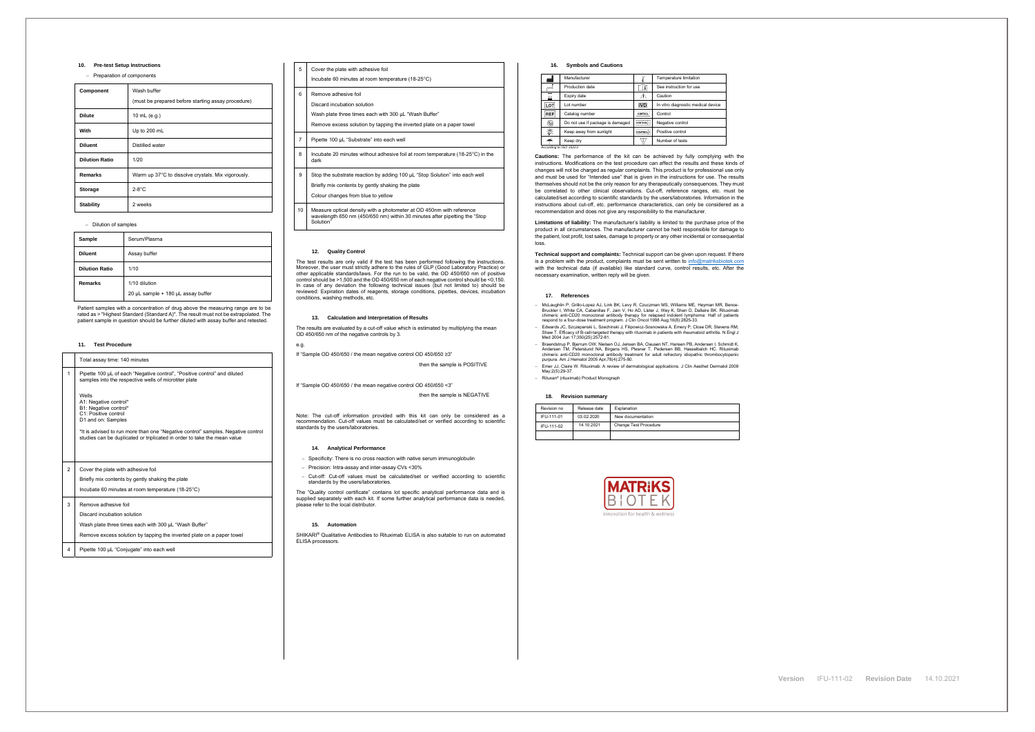## 10. Pre-test Setup Instructions

– Preparation of components

| Component | Wash buffer<br>(must be prepared before starting assay procedure) |
|---|---|
| **Dilute** | 10 mL (e.g.) |
| **With** | Up to 200 mL |
| **Diluent** | Distilled water |
| **Dilution Ratio** | 1/20 |
| **Remarks** | Warm up 37°C to dissolve crystals. Mix vigorously. |
| **Storage** | 2-8°C |
| **Stability** | 2 weeks |

– Dilution of samples

| Sample | Serum/Plasma |
|---|---|
| **Diluent** | Assay buffer |
| **Dilution Ratio** | 1/10 |
| **Remarks** | 1/10 dilution<br>20 µL sample + 180 µL assay buffer |

Patient samples with a concentration of drug above the measuring range are to be rated as > "Highest Standard (Standard A)". The result must not be extrapolated. The patient sample in question should be further diluted with assay buffer and retested.

## 11. Test Procedure

| | Total assay time: 140 minutes |
|---|---|
| 1 | Pipette 100 µL of each "Negative control", "Positive control" and diluted samples into the respective wells of microtiter plate<br><br>Wells<br>A1: Negative control*<br>B1: Negative control*<br>C1: Positive control<br>D1 and on: Samples<br><br>*It is advised to run more than one "Negative control" samples. Negative control studies can be duplicated or triplicated in order to take the mean value |
| 2 | Cover the plate with adhesive foil<br>Briefly mix contents by gently shaking the plate<br>Incubate 60 minutes at room temperature (18-25°C) |
| 3 | Remove adhesive foil<br>Discard incubation solution<br>Wash plate three times each with 300 µL "Wash Buffer"<br>Remove excess solution by tapping the inverted plate on a paper towel |
| 4 | Pipette 100 µL "Conjugate" into each well |
| 5 | Cover the plate with adhesive foil<br>Incubate 60 minutes at room temperature (18-25°C) |
| 6 | Remove adhesive foil<br>Discard incubation solution<br>Wash plate three times each with 300 µL "Wash Buffer"<br>Remove excess solution by tapping the inverted plate on a paper towel |
| 7 | Pipette 100 µL "Substrate" into each well |
| 8 | Incubate 20 minutes without adhesive foil at room temperature (18-25°C) in the dark |
| 9 | Stop the substrate reaction by adding 100 µL "Stop Solution" into each well<br>Briefly mix contents by gently shaking the plate<br>Colour changes from blue to yellow |
| 10 | Measure optical density with a photometer at OD 450nm with reference wavelength 650 nm (450/650 nm) within 30 minutes after pipetting the "Stop Solution" |

## 12. Quality Control

The test results are only valid if the test has been performed following the instructions. Moreover, the user must strictly adhere to the rules of GLP (Good Laboratory Practice) or other applicable standards/laws. For the run to be valid, the OD 450/650 nm of positive control should be >1,500 and the OD 450/650 nm of each negative control should be <0,150. In case of any deviation the following technical issues (but not limited to) should be reviewed: Expiration dates of reagents, storage conditions, pipettes, devices, incubation conditions, washing methods, etc.

## 13. Calculation and Interpretation of Results

The results are evaluated by a cut-off value which is estimated by multiplying the mean OD 450/650 nm of the negative controls by 3.

e.g.

If "Sample OD 450/650 / the mean negative control OD 450/650 ≥3"

then the sample is POSITIVE

If "Sample OD 450/650 / the mean negative control OD 450/650 <3"

then the sample is NEGATIVE

Note: The cut-off information provided with this kit can only be considered as a recommendation. Cut-off values must be calculated/set or verified according to scientific standards by the users/laboratories.

## 14. Analytical Performance

– Specificity: There is no cross reaction with native serum immunoglobulin
– Precision: Intra-assay and inter-assay CVs <30%
– Cut-off: Cut-off values must be calculated/set or verified according to scientific standards by the users/laboratories.

The "Quality control certificate" contains lot specific analytical performance data and is supplied separately with each kit. If some further analytical performance data is needed, please refer to the local distributor.

## 15. Automation

SHIKARI® Qualitative Antibodies to Rituximab ELISA is also suitable to run on automated ELISA processors.

## 16. Symbols and Cautions

| | | | |
|---|---|---|---|
| | Manufacturer | | Temperature limitation |
| | Production date | | See instruction for use |
| | Expiry date | | Caution |
| LOT | Lot number | IVD | In vitro diagnostic medical device |
| REF | Catalog number | CONTROL | Control |
| | Do not use if package is damaged | CONTROL − | Negative control |
| | Keep away from sunlight | CONTROL + | Positive control |
| | Keep dry | | Number of tests |

*According to ISO 15223*

**Cautions:** The performance of the kit can be achieved by fully complying with the instructions. Modifications on the test procedure can affect the results and these kinds of changes will not be charged as regular complaints. This product is for professional use only and must be used for "Intended use" that is given in the instructions for use. The results themselves should not be the only reason for any therapeutically consequences. They must be correlated to other clinical observations. Cut-off, reference ranges, etc. must be calculated/set according to scientific standards by the users/laboratories. Information in the instructions about cut-off, etc. performance characteristics, can only be considered as a recommendation and does not give any responsibility to the manufacturer.

**Limitations of liability:** The manufacturer's liability is limited to the purchase price of the product in all circumstances. The manufacturer cannot be held responsible for damage to the patient, lost profit, lost sales, damage to property or any other incidental or consequential loss.

**Technical support and complaints:** Technical support can be given upon request. If there is a problem with the product, complaints must be sent written to info@matriksbiotek.com with the technical data (if available) like standard curve, control results, etc. After the necessary examination, written reply will be given.

## 17. References

– McLaughlin P, Grillo-Lopez AJ, Link BK, Levy R, Czuczman MS, Williams ME, Heyman MR, Bence-Bruckler I, White CA, Cabanillas F, Jain V, Ho AD, Lister J, Wey K, Shen D, Dallaire BK. Rituximab chimeric anti-CD20 monoclonal antibody therapy for relapsed indolent lymphoma: Half of patients respond to a four-dose treatment program. J Clin Oncol 1998 Aug;16(8):2825-33.
– Edwards JC, Szczepanski L, Szechinski J, Filipowicz-Sosnowska A, Emery P, Close DR, Stevens RM, Shaw T. Efficacy of B-cell-targeted therapy with rituximab in patients with rheumatoid arthritis. N Engl J Med 2004 Jun 17;350(25):2572-81.
– Braendstrup P, Bjerrum OW, Nielsen OJ, Jensen BA, Clausen NT, Hansen PB, Andersen I, Schmidt K, Andersen TM, Peterslund NA, Birgens HS, Plesner T, Pedersen BB, Hasselbalch HC. Rituximab chimeric anti-CD20 monoclonal antibody treatment for adult refractory idiopathic thrombocytopenic purpura. Am J Hematol 2005 Apr;78(4):275-80.
– Emer JJ, Claire W. Rituximab: A review of dermatological applications. J Clin Aesthet Dermatol 2009 May;2(5):29-37.
– Rituxan® (rituximab) Product Monograph

## 18. Revision summary

| Revision no | Release date | Explanation |
|---|---|---|
| IFU-111-01 | 03.02.2020 | New documentation |
| IFU-111-02 | 14.10.2021 | Change Test Procedure |
| | | |

MATRIKS BIOTEK
innovation for health & wellness

**Version** IFU-111-02 **Revision Date** 14.10.2021